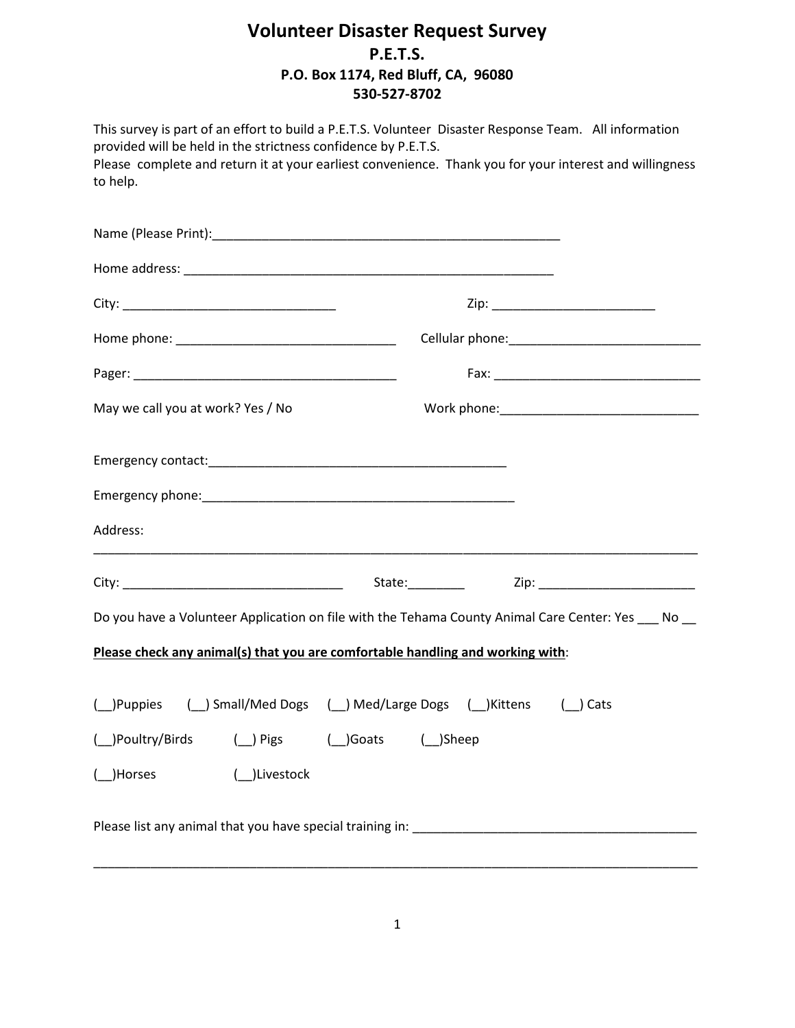# Volunteer Disaster Request Survey

## P.E.T.S.

**P.O. Box 1174, Red Bluff, CA, 96080**

**530-527-8702**

This survey is part of an effort to build a P.E.T.S. Volunteer Disaster Response Team. All information provided will be held in the strictness confidence by P.E.T.S.
Please complete and return it at your earliest convenience. Thank you for your interest and willingness to help.

Name (Please Print):___________________________________________________

Home address: _____________________________________________________

City: ______________________________ Zip: _______________________

Home phone: _______________________________ Cellular phone:___________________________

Pager: _____________________________________ Fax: _____________________________

May we call you at work? Yes / No Work phone:____________________________

Emergency contact:__________________________________________

Emergency phone:____________________________________________

Address:
_____________________________________________________________________________________

City: _______________________________ State:________ Zip: ______________________

Do you have a Volunteer Application on file with the Tehama County Animal Care Center: Yes ___ No __

**Please check any animal(s) that you are comfortable handling and working with**:

(__)Puppies (__) Small/Med Dogs (__) Med/Large Dogs (__)Kittens (__) Cats

(__)Poultry/Birds (__) Pigs (__)Goats (__)Sheep

(__)Horses (__)Livestock

Please list any animal that you have special training in: ________________________________________

_____________________________________________________________________________________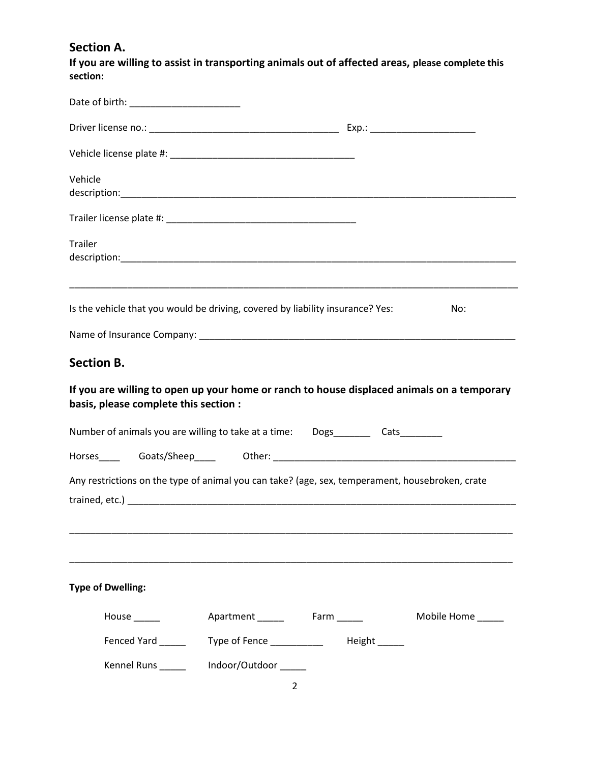## Section A.

**If you are willing to assist in transporting animals out of affected areas, please complete this section:**

Date of birth: ____________________

Driver license no.: ___________________________________ Exp.: ___________________

Vehicle license plate #: __________________________________

Vehicle description:___________________________________________________________________________

Trailer license plate #: __________________________________

Trailer description:___________________________________________________________________________

_______________________________________________________________________________________

Is the vehicle that you would be driving, covered by liability insurance? Yes: No:

Name of Insurance Company: ___________________________________________________________

## Section B.

**If you are willing to open up your home or ranch to house displaced animals on a temporary basis, please complete this section :**

Number of animals you are willing to take at a time: Dogs_______ Cats________

Horses____ Goats/Sheep____ Other: ______________________________________________

Any restrictions on the type of animal you can take? (age, sex, temperament, housebroken, crate trained, etc.) __________________________________________________________________________

_______________________________________________________________________________________

_______________________________________________________________________________________

**Type of Dwelling:**

House _____ Apartment _____ Farm _____ Mobile Home _____

Fenced Yard _____ Type of Fence __________ Height _____

Kennel Runs _____ Indoor/Outdoor _____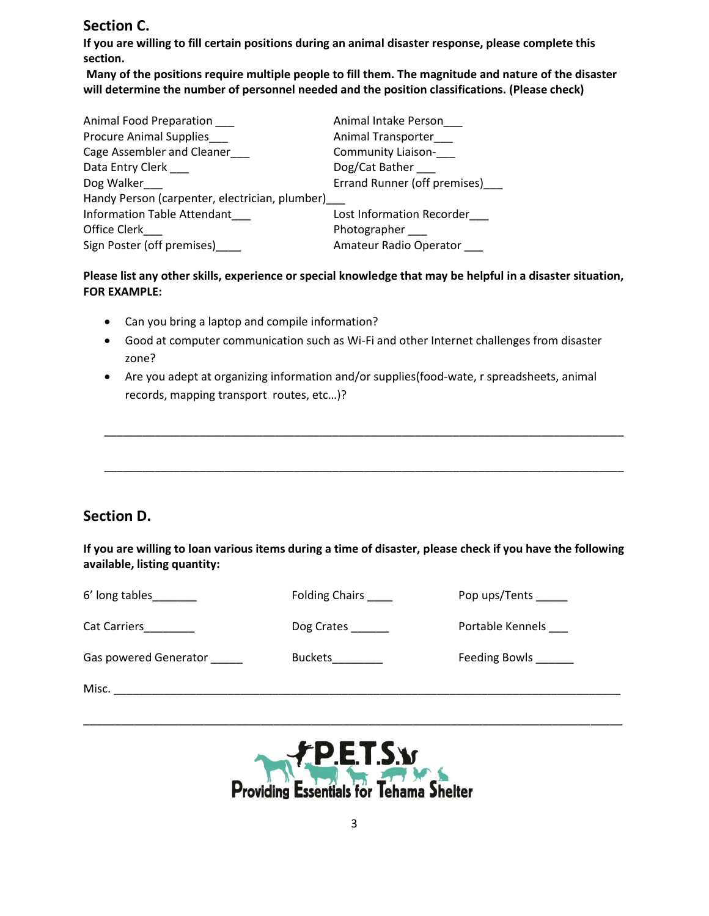## Section C.

**If you are willing to fill certain positions during an animal disaster response, please complete this section.**

**Many of the positions require multiple people to fill them. The magnitude and nature of the disaster will determine the number of personnel needed and the position classifications. (Please check)**

Animal Food Preparation ___
Procure Animal Supplies___
Cage Assembler and Cleaner___
Data Entry Clerk ___
Dog Walker___
Handy Person (carpenter, electrician, plumber)___
Information Table Attendant___
Office Clerk___
Sign Poster (off premises)____
Animal Intake Person___
Animal Transporter___
Community Liaison-___
Dog/Cat Bather ___
Errand Runner (off premises)___
Lost Information Recorder___
Photographer ___
Amateur Radio Operator ___

**Please list any other skills, experience or special knowledge that may be helpful in a disaster situation, FOR EXAMPLE:**

- Can you bring a laptop and compile information?
- Good at computer communication such as Wi-Fi and other Internet challenges from disaster zone?
- Are you adept at organizing information and/or supplies(food-wate, r spreadsheets, animal records, mapping transport routes, etc…)?

______________________________________________________________________________

______________________________________________________________________________

## Section D.

**If you are willing to loan various items during a time of disaster, please check if you have the following available, listing quantity:**

6' long tables_______
Folding Chairs ____
Pop ups/Tents _____
Cat Carriers________
Dog Crates ______
Portable Kennels ___
Gas powered Generator _____
Buckets________
Feeding Bowls ______

Misc. ______________________________________________________________________

______________________________________________________________________________

P.E.T.S.
Providing Essentials for Tehama Shelter